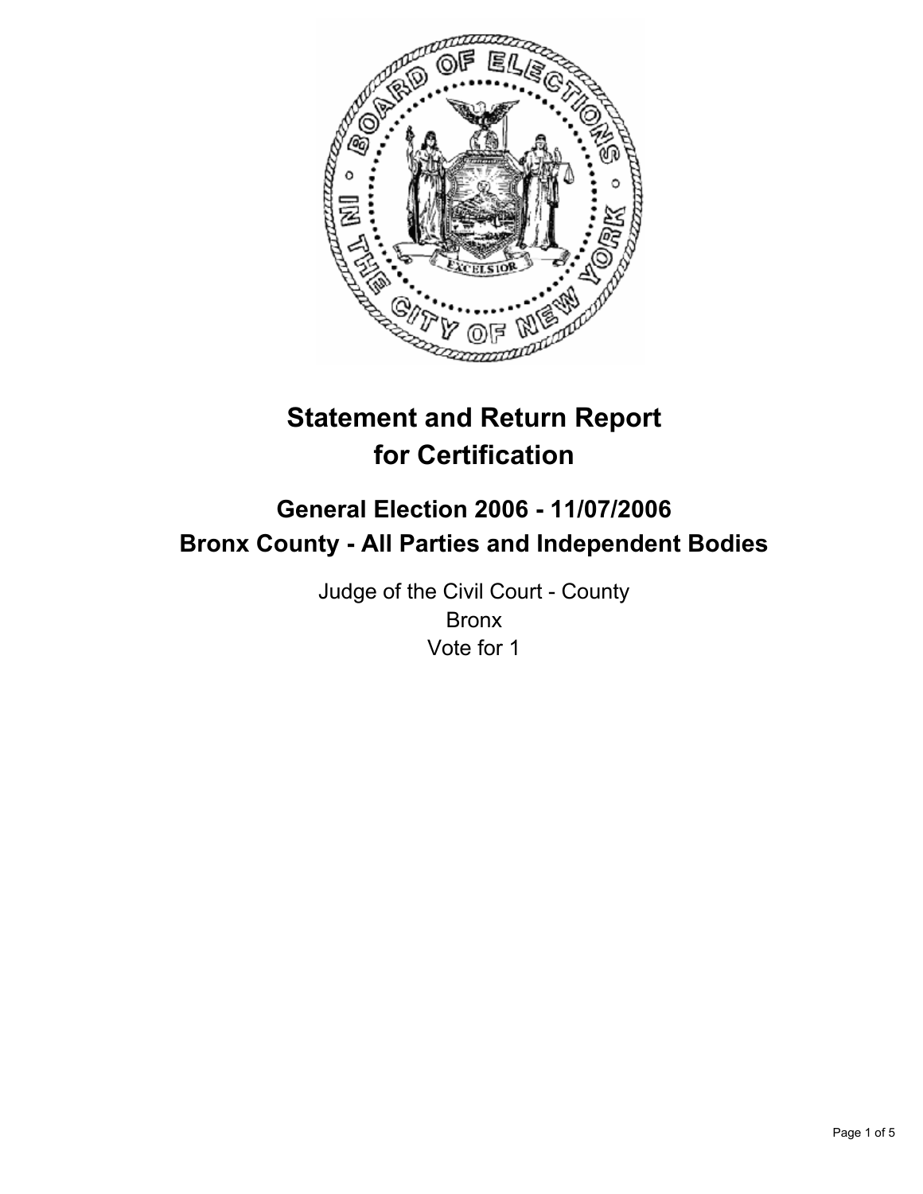# Statement and Return Report for Certification

## General Election 2006 - 11/07/2006
## Bronx County - All Parties and Independent Bodies

Judge of the Civil Court - County
Bronx
Vote for 1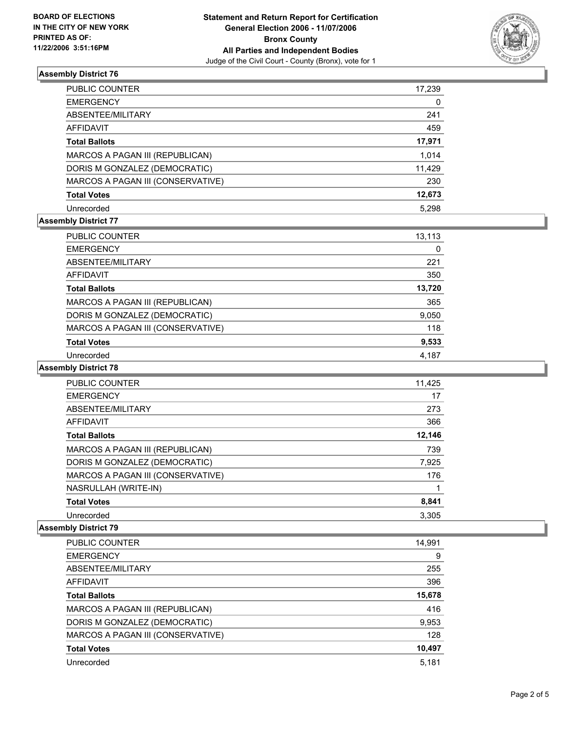**BOARD OF ELECTIONS IN THE CITY OF NEW YORK PRINTED AS OF: 11/22/2006 3:51:16PM**

# Statement and Return Report for Certification
## General Election 2006 - 11/07/2006
## Bronx County
## All Parties and Independent Bodies

Judge of the Civil Court - County (Bronx), vote for 1

### Assembly District 76

| | |
|---|---|
| PUBLIC COUNTER | 17,239 |
| EMERGENCY | 0 |
| ABSENTEE/MILITARY | 241 |
| AFFIDAVIT | 459 |
| **Total Ballots** | **17,971** |
| MARCOS A PAGAN III (REPUBLICAN) | 1,014 |
| DORIS M GONZALEZ (DEMOCRATIC) | 11,429 |
| MARCOS A PAGAN III (CONSERVATIVE) | 230 |
| **Total Votes** | **12,673** |
| Unrecorded | 5,298 |

### Assembly District 77

| | |
|---|---|
| PUBLIC COUNTER | 13,113 |
| EMERGENCY | 0 |
| ABSENTEE/MILITARY | 221 |
| AFFIDAVIT | 350 |
| **Total Ballots** | **13,720** |
| MARCOS A PAGAN III (REPUBLICAN) | 365 |
| DORIS M GONZALEZ (DEMOCRATIC) | 9,050 |
| MARCOS A PAGAN III (CONSERVATIVE) | 118 |
| **Total Votes** | **9,533** |
| Unrecorded | 4,187 |

### Assembly District 78

| | |
|---|---|
| PUBLIC COUNTER | 11,425 |
| EMERGENCY | 17 |
| ABSENTEE/MILITARY | 273 |
| AFFIDAVIT | 366 |
| **Total Ballots** | **12,146** |
| MARCOS A PAGAN III (REPUBLICAN) | 739 |
| DORIS M GONZALEZ (DEMOCRATIC) | 7,925 |
| MARCOS A PAGAN III (CONSERVATIVE) | 176 |
| NASRULLAH (WRITE-IN) | 1 |
| **Total Votes** | **8,841** |
| Unrecorded | 3,305 |

### Assembly District 79

| | |
|---|---|
| PUBLIC COUNTER | 14,991 |
| EMERGENCY | 9 |
| ABSENTEE/MILITARY | 255 |
| AFFIDAVIT | 396 |
| **Total Ballots** | **15,678** |
| MARCOS A PAGAN III (REPUBLICAN) | 416 |
| DORIS M GONZALEZ (DEMOCRATIC) | 9,953 |
| MARCOS A PAGAN III (CONSERVATIVE) | 128 |
| **Total Votes** | **10,497** |
| Unrecorded | 5,181 |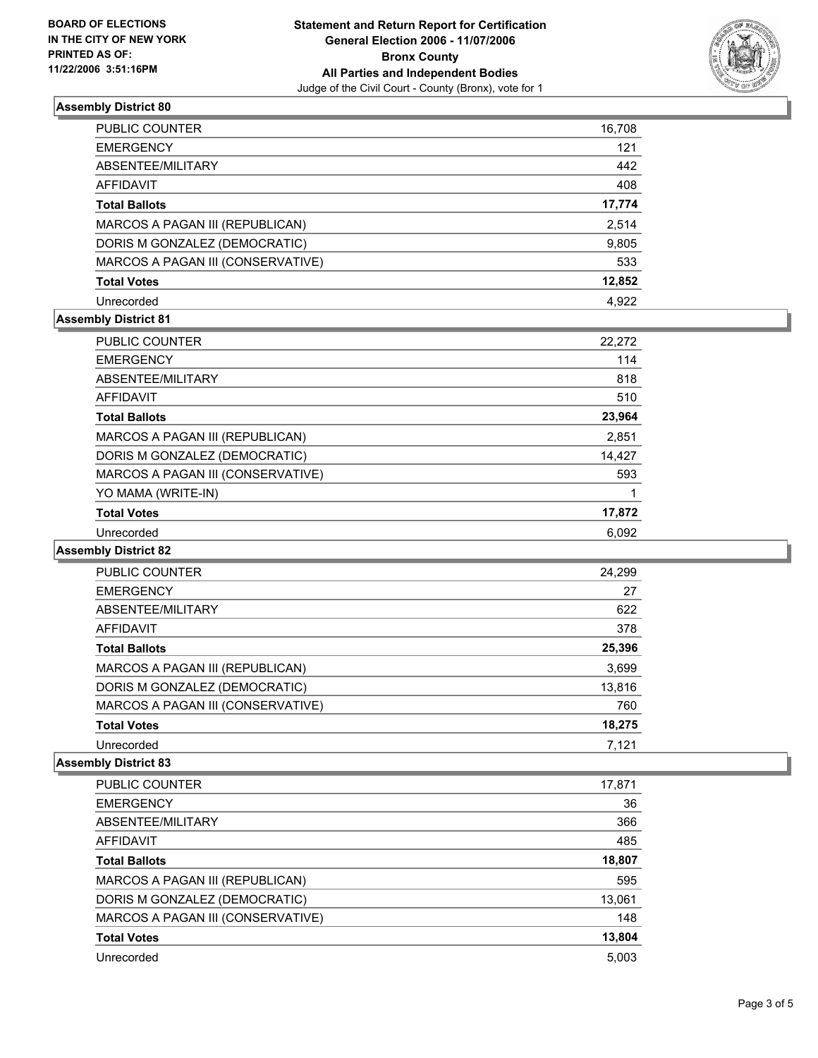**BOARD OF ELECTIONS IN THE CITY OF NEW YORK PRINTED AS OF: 11/22/2006 3:51:16PM**

# Statement and Return Report for Certification
## General Election 2006 - 11/07/2006
## Bronx County
## All Parties and Independent Bodies

Judge of the Civil Court - County (Bronx), vote for 1

### Assembly District 80

| | |
|---|---|
| PUBLIC COUNTER | 16,708 |
| EMERGENCY | 121 |
| ABSENTEE/MILITARY | 442 |
| AFFIDAVIT | 408 |
| **Total Ballots** | **17,774** |
| MARCOS A PAGAN III (REPUBLICAN) | 2,514 |
| DORIS M GONZALEZ (DEMOCRATIC) | 9,805 |
| MARCOS A PAGAN III (CONSERVATIVE) | 533 |
| **Total Votes** | **12,852** |
| Unrecorded | 4,922 |

### Assembly District 81

| | |
|---|---|
| PUBLIC COUNTER | 22,272 |
| EMERGENCY | 114 |
| ABSENTEE/MILITARY | 818 |
| AFFIDAVIT | 510 |
| **Total Ballots** | **23,964** |
| MARCOS A PAGAN III (REPUBLICAN) | 2,851 |
| DORIS M GONZALEZ (DEMOCRATIC) | 14,427 |
| MARCOS A PAGAN III (CONSERVATIVE) | 593 |
| YO MAMA (WRITE-IN) | 1 |
| **Total Votes** | **17,872** |
| Unrecorded | 6,092 |

### Assembly District 82

| | |
|---|---|
| PUBLIC COUNTER | 24,299 |
| EMERGENCY | 27 |
| ABSENTEE/MILITARY | 622 |
| AFFIDAVIT | 378 |
| **Total Ballots** | **25,396** |
| MARCOS A PAGAN III (REPUBLICAN) | 3,699 |
| DORIS M GONZALEZ (DEMOCRATIC) | 13,816 |
| MARCOS A PAGAN III (CONSERVATIVE) | 760 |
| **Total Votes** | **18,275** |
| Unrecorded | 7,121 |

### Assembly District 83

| | |
|---|---|
| PUBLIC COUNTER | 17,871 |
| EMERGENCY | 36 |
| ABSENTEE/MILITARY | 366 |
| AFFIDAVIT | 485 |
| **Total Ballots** | **18,807** |
| MARCOS A PAGAN III (REPUBLICAN) | 595 |
| DORIS M GONZALEZ (DEMOCRATIC) | 13,061 |
| MARCOS A PAGAN III (CONSERVATIVE) | 148 |
| **Total Votes** | **13,804** |
| Unrecorded | 5,003 |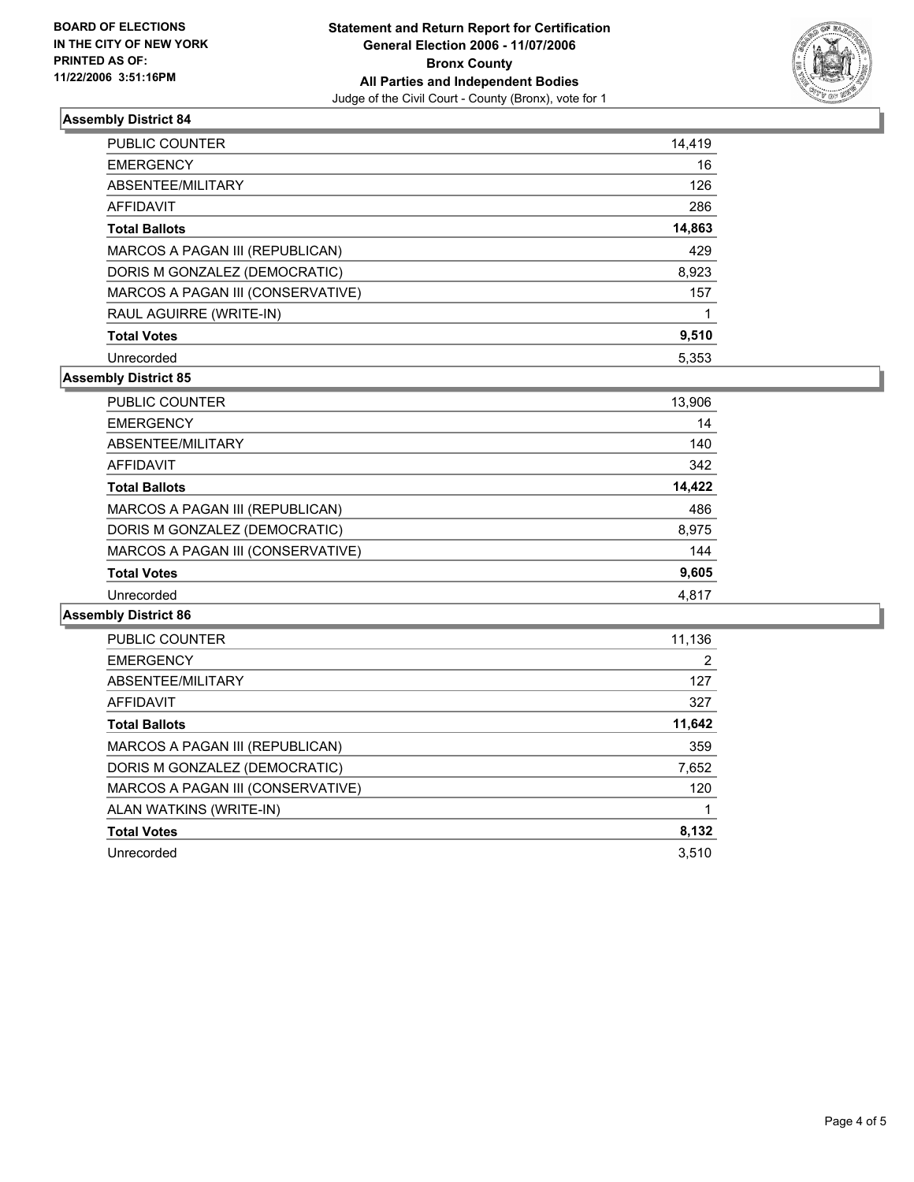**BOARD OF ELECTIONS IN THE CITY OF NEW YORK PRINTED AS OF: 11/22/2006 3:51:16PM**

**Statement and Return Report for Certification**
**General Election 2006 - 11/07/2006**
**Bronx County**
**All Parties and Independent Bodies**
Judge of the Civil Court - County (Bronx), vote for 1

## Assembly District 84

| | |
|---|---|
| PUBLIC COUNTER | 14,419 |
| EMERGENCY | 16 |
| ABSENTEE/MILITARY | 126 |
| AFFIDAVIT | 286 |
| **Total Ballots** | **14,863** |
| MARCOS A PAGAN III (REPUBLICAN) | 429 |
| DORIS M GONZALEZ (DEMOCRATIC) | 8,923 |
| MARCOS A PAGAN III (CONSERVATIVE) | 157 |
| RAUL AGUIRRE (WRITE-IN) | 1 |
| **Total Votes** | **9,510** |
| Unrecorded | 5,353 |

## Assembly District 85

| | |
|---|---|
| PUBLIC COUNTER | 13,906 |
| EMERGENCY | 14 |
| ABSENTEE/MILITARY | 140 |
| AFFIDAVIT | 342 |
| **Total Ballots** | **14,422** |
| MARCOS A PAGAN III (REPUBLICAN) | 486 |
| DORIS M GONZALEZ (DEMOCRATIC) | 8,975 |
| MARCOS A PAGAN III (CONSERVATIVE) | 144 |
| **Total Votes** | **9,605** |
| Unrecorded | 4,817 |

## Assembly District 86

| | |
|---|---|
| PUBLIC COUNTER | 11,136 |
| EMERGENCY | 2 |
| ABSENTEE/MILITARY | 127 |
| AFFIDAVIT | 327 |
| **Total Ballots** | **11,642** |
| MARCOS A PAGAN III (REPUBLICAN) | 359 |
| DORIS M GONZALEZ (DEMOCRATIC) | 7,652 |
| MARCOS A PAGAN III (CONSERVATIVE) | 120 |
| ALAN WATKINS (WRITE-IN) | 1 |
| **Total Votes** | **8,132** |
| Unrecorded | 3,510 |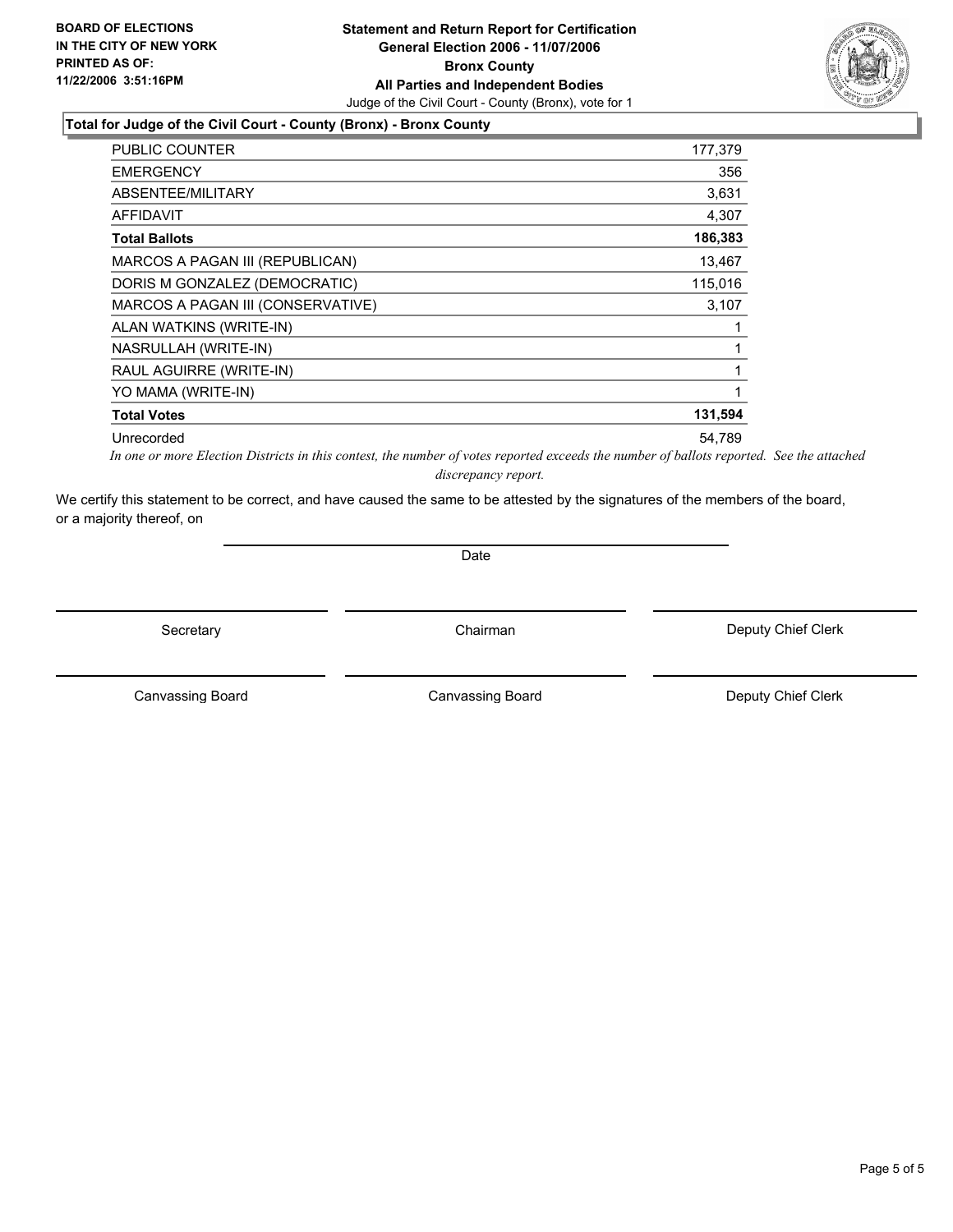**BOARD OF ELECTIONS IN THE CITY OF NEW YORK PRINTED AS OF: 11/22/2006 3:51:16PM**

**Statement and Return Report for Certification**
**General Election 2006 - 11/07/2006**
**Bronx County**
**All Parties and Independent Bodies**
Judge of the Civil Court - County (Bronx), vote for 1

### Total for Judge of the Civil Court - County (Bronx) - Bronx County

| | |
|---|---|
| PUBLIC COUNTER | 177,379 |
| EMERGENCY | 356 |
| ABSENTEE/MILITARY | 3,631 |
| AFFIDAVIT | 4,307 |
| **Total Ballots** | **186,383** |
| MARCOS A PAGAN III (REPUBLICAN) | 13,467 |
| DORIS M GONZALEZ (DEMOCRATIC) | 115,016 |
| MARCOS A PAGAN III (CONSERVATIVE) | 3,107 |
| ALAN WATKINS (WRITE-IN) | 1 |
| NASRULLAH (WRITE-IN) | 1 |
| RAUL AGUIRRE (WRITE-IN) | 1 |
| YO MAMA (WRITE-IN) | 1 |
| **Total Votes** | **131,594** |
| Unrecorded | 54,789 |

*In one or more Election Districts in this contest, the number of votes reported exceeds the number of ballots reported. See the attached discrepancy report.*

We certify this statement to be correct, and have caused the same to be attested by the signatures of the members of the board, or a majority thereof, on

Date

Secretary | Chairman | Deputy Chief Clerk

Canvassing Board | Canvassing Board | Deputy Chief Clerk